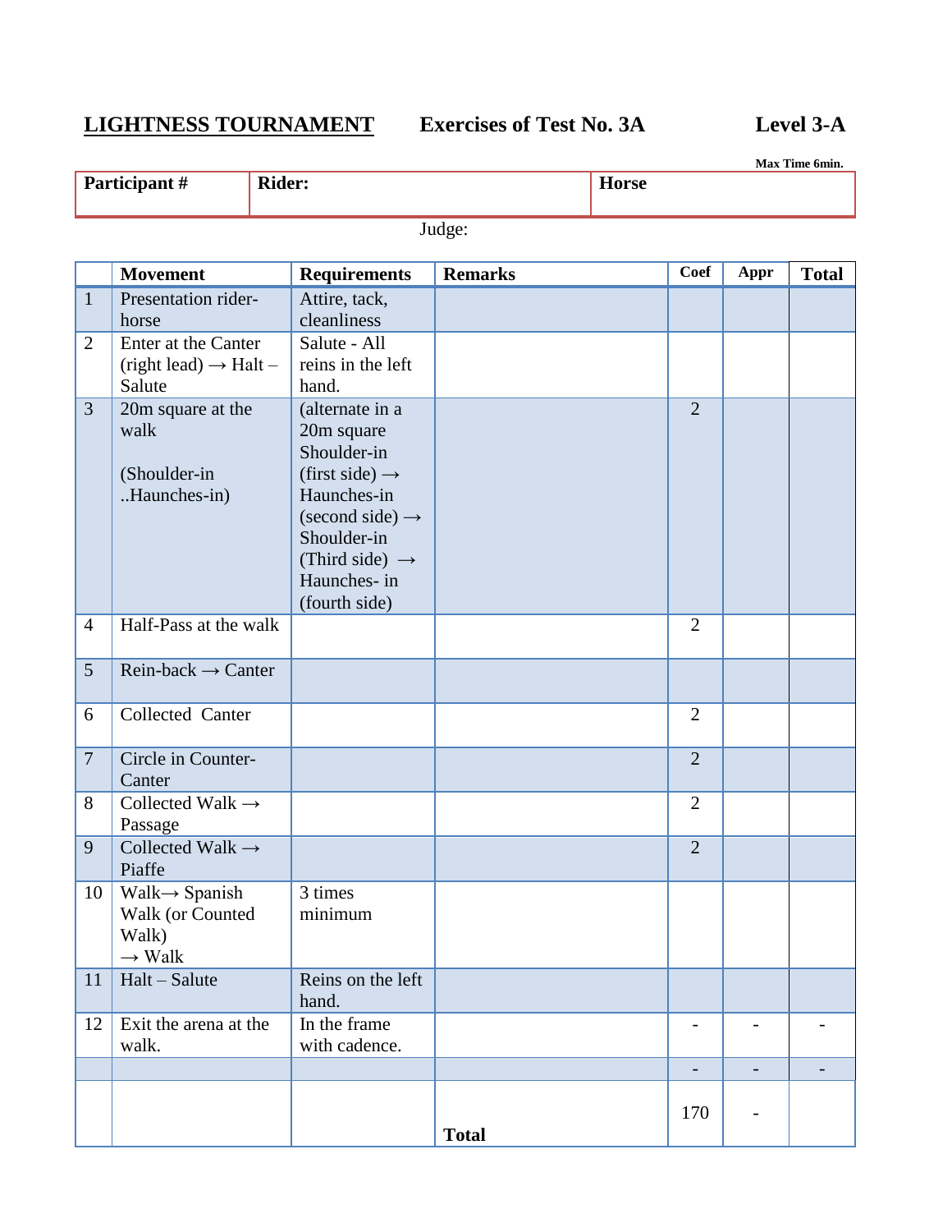**LIGHTNESS TOURNAMENT** **Exercises of Test No. 3A** **Level 3-A**

**Max Time 6min.**

| **Participant #** | **Rider:** | **Horse** |
|---|---|---|

Judge:

| | **Movement** | **Requirements** | **Remarks** | **Coef** | **Appr** | **Total** |
|---|---|---|---|---|---|---|
| 1 | Presentation rider-horse | Attire, tack, cleanliness | | | | |
| 2 | Enter at the Canter (right lead) → Halt – Salute | Salute - All reins in the left hand. | | | | |
| 3 | 20m square at the walk<br><br>(Shoulder-in ..Haunches-in) | (alternate in a 20m square Shoulder-in (first side) → Haunches-in (second side) → Shoulder-in (Third side) → Haunches- in (fourth side) | | 2 | | |
| 4 | Half-Pass at the walk | | | 2 | | |
| 5 | Rein-back → Canter | | | | | |
| 6 | Collected Canter | | | 2 | | |
| 7 | Circle in Counter-Canter | | | 2 | | |
| 8 | Collected Walk → Passage | | | 2 | | |
| 9 | Collected Walk → Piaffe | | | 2 | | |
| 10 | Walk→ Spanish Walk (or Counted Walk) → Walk | 3 times minimum | | | | |
| 11 | Halt – Salute | Reins on the left hand. | | | | |
| 12 | Exit the arena at the walk. | In the frame with cadence. | | - | - | - |
| | | | | - | - | - |
| | | | **Total** | 170 | - | |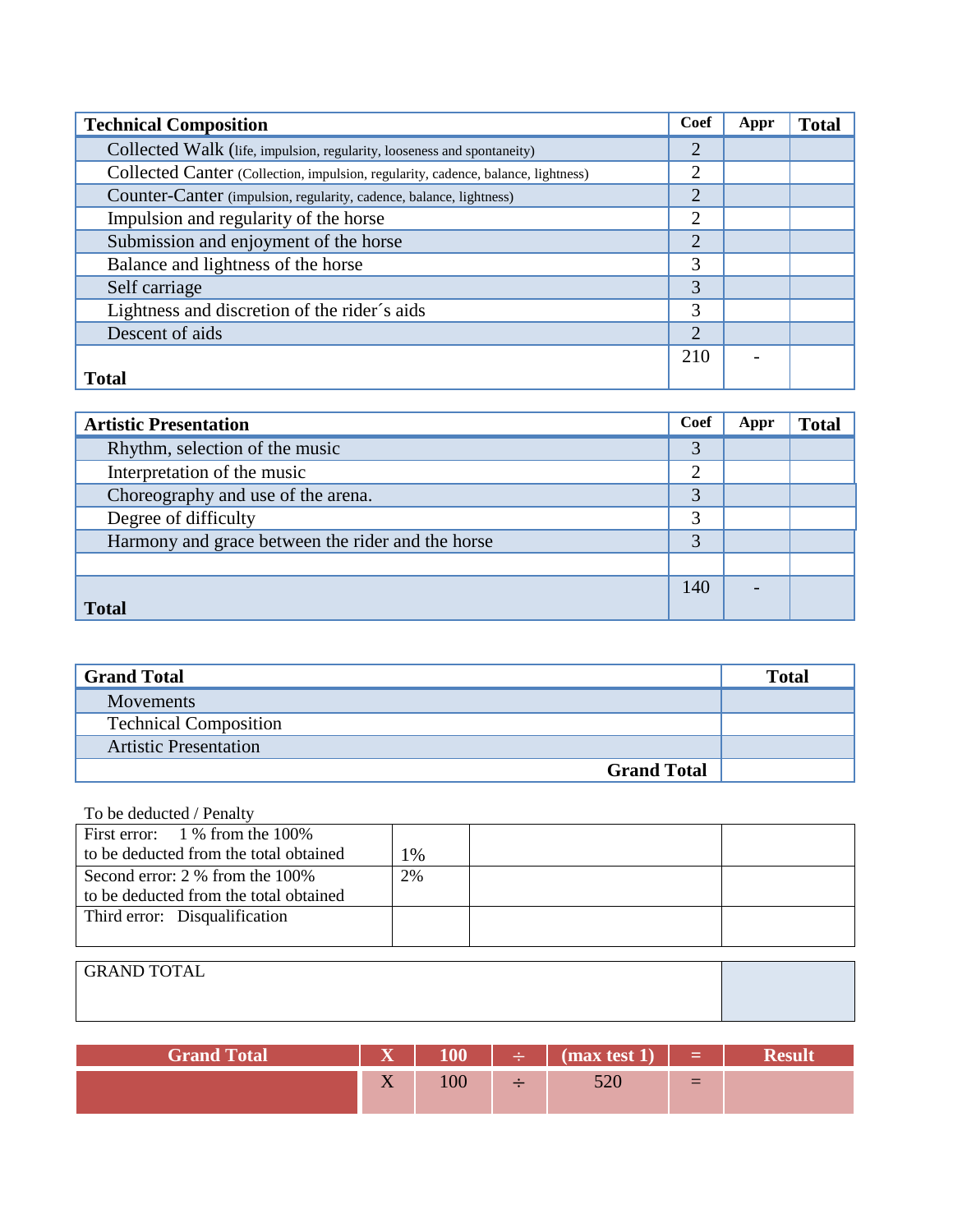| Technical Composition | Coef | Appr | Total |
|---|---|---|---|
| Collected Walk (life, impulsion, regularity, looseness and spontaneity) | 2 | | |
| Collected Canter (Collection, impulsion, regularity, cadence, balance, lightness) | 2 | | |
| Counter-Canter (impulsion, regularity, cadence, balance, lightness) | 2 | | |
| Impulsion and regularity of the horse | 2 | | |
| Submission and enjoyment of the horse | 2 | | |
| Balance and lightness of the horse | 3 | | |
| Self carriage | 3 | | |
| Lightness and discretion of the rider´s aids | 3 | | |
| Descent of aids | 2 | | |
| **Total** | 210 | - | |

| Artistic Presentation | Coef | Appr | Total |
|---|---|---|---|
| Rhythm, selection of the music | 3 | | |
| Interpretation of the music | 2 | | |
| Choreography and use of the arena. | 3 | | |
| Degree of difficulty | 3 | | |
| Harmony and grace between the rider and the horse | 3 | | |
| | | | |
| **Total** | 140 | - | |

| Grand Total | Total |
|---|---|
| Movements | |
| Technical Composition | |
| Artistic Presentation | |
| **Grand Total** | |

To be deducted / Penalty

| | | | |
|---|---|---|---|
| First error: 1 % from the 100% to be deducted from the total obtained | 1% | | |
| Second error: 2 % from the 100% to be deducted from the total obtained | 2% | | |
| Third error: Disqualification | | | |

| GRAND TOTAL | |
|---|---|

| Grand Total | X | 100 | ÷ | (max test 1) | = | Result |
|---|---|---|---|---|---|---|
| | X | 100 | ÷ | 520 | = | |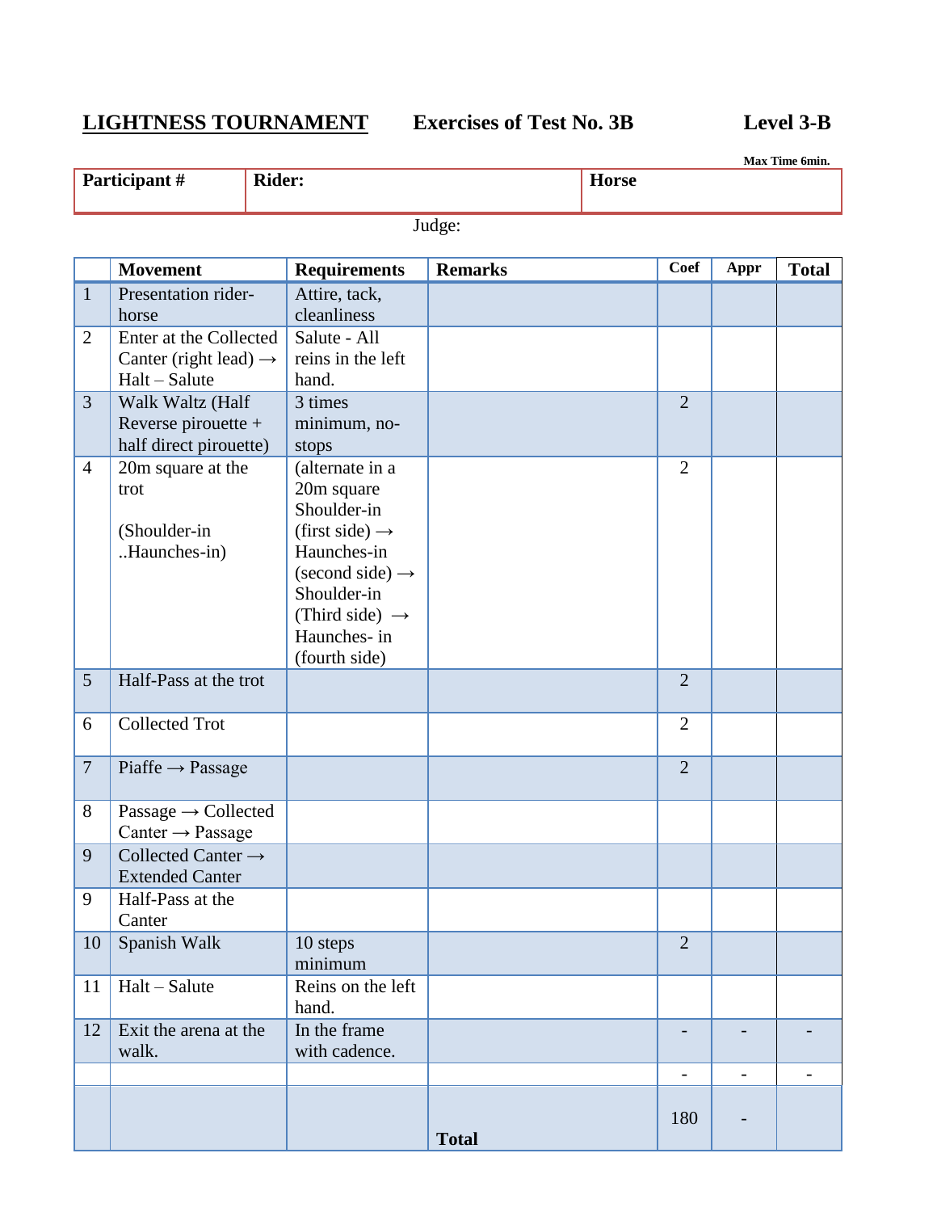**LIGHTNESS TOURNAMENT** **Exercises of Test No. 3B** **Level 3-B**

**Max Time 6min.**

| **Participant #** | **Rider:** | **Horse** |
|---|---|---|
| | | |

Judge:

| | **Movement** | **Requirements** | **Remarks** | **Coef** | **Appr** | **Total** |
|---|---|---|---|---|---|---|
| 1 | Presentation rider-horse | Attire, tack, cleanliness | | | | |
| 2 | Enter at the Collected Canter (right lead) → Halt – Salute | Salute - All reins in the left hand. | | | | |
| 3 | Walk Waltz (Half Reverse pirouette + half direct pirouette) | 3 times minimum, no-stops | | 2 | | |
| 4 | 20m square at the trot (Shoulder-in ..Haunches-in) | (alternate in a 20m square Shoulder-in (first side) → Haunches-in (second side) → Shoulder-in (Third side) → Haunches- in (fourth side) | | 2 | | |
| 5 | Half-Pass at the trot | | | 2 | | |
| 6 | Collected Trot | | | 2 | | |
| 7 | Piaffe → Passage | | | 2 | | |
| 8 | Passage → Collected Canter → Passage | | | | | |
| 9 | Collected Canter → Extended Canter | | | | | |
| 9 | Half-Pass at the Canter | | | | | |
| 10 | Spanish Walk | 10 steps minimum | | 2 | | |
| 11 | Halt – Salute | Reins on the left hand. | | | | |
| 12 | Exit the arena at the walk. | In the frame with cadence. | | - | - | - |
| | | | | - | - | - |
| | | | **Total** | 180 | - | |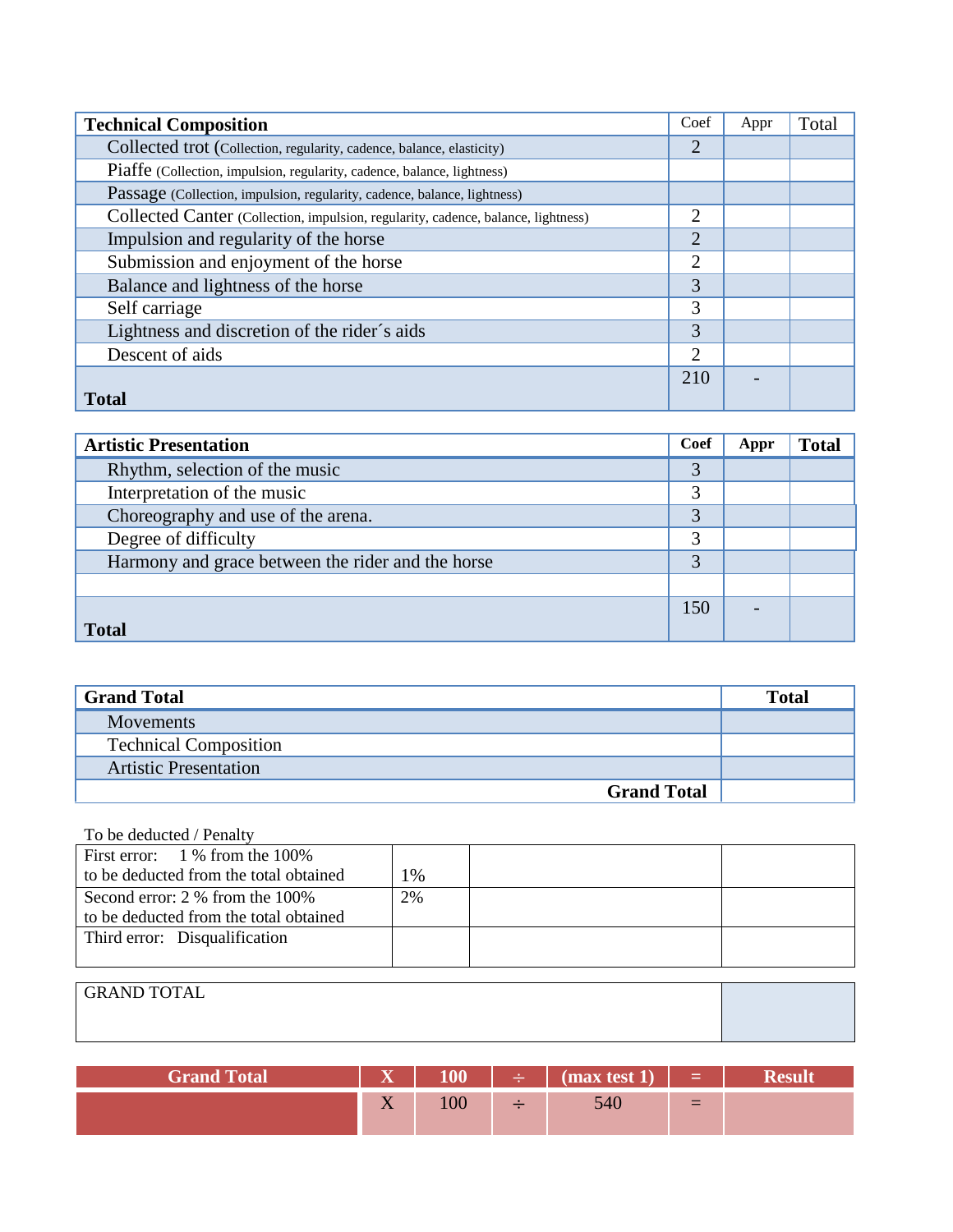| Technical Composition | Coef | Appr | Total |
|---|---|---|---|
| Collected trot (Collection, regularity, cadence, balance, elasticity) | 2 | | |
| Piaffe (Collection, impulsion, regularity, cadence, balance, lightness) | | | |
| Passage (Collection, impulsion, regularity, cadence, balance, lightness) | | | |
| Collected Canter (Collection, impulsion, regularity, cadence, balance, lightness) | 2 | | |
| Impulsion and regularity of the horse | 2 | | |
| Submission and enjoyment of the horse | 2 | | |
| Balance and lightness of the horse | 3 | | |
| Self carriage | 3 | | |
| Lightness and discretion of the rider´s aids | 3 | | |
| Descent of aids | 2 | | |
| **Total** | 210 | - | |

| Artistic Presentation | Coef | Appr | Total |
|---|---|---|---|
| Rhythm, selection of the music | 3 | | |
| Interpretation of the music | 3 | | |
| Choreography and use of the arena. | 3 | | |
| Degree of difficulty | 3 | | |
| Harmony and grace between the rider and the horse | 3 | | |
| | | | |
| **Total** | 150 | - | |

| Grand Total | Total |
|---|---|
| Movements | |
| Technical Composition | |
| Artistic Presentation | |
| **Grand Total** | |

To be deducted / Penalty

| | | | |
|---|---|---|---|
| First error: 1 % from the 100% to be deducted from the total obtained | 1% | | |
| Second error: 2 % from the 100% to be deducted from the total obtained | 2% | | |
| Third error: Disqualification | | | |

| GRAND TOTAL | |
|---|---|

| Grand Total | X | 100 | ÷ | (max test 1) | = | Result |
|---|---|---|---|---|---|---|
| | X | 100 | ÷ | 540 | = | |